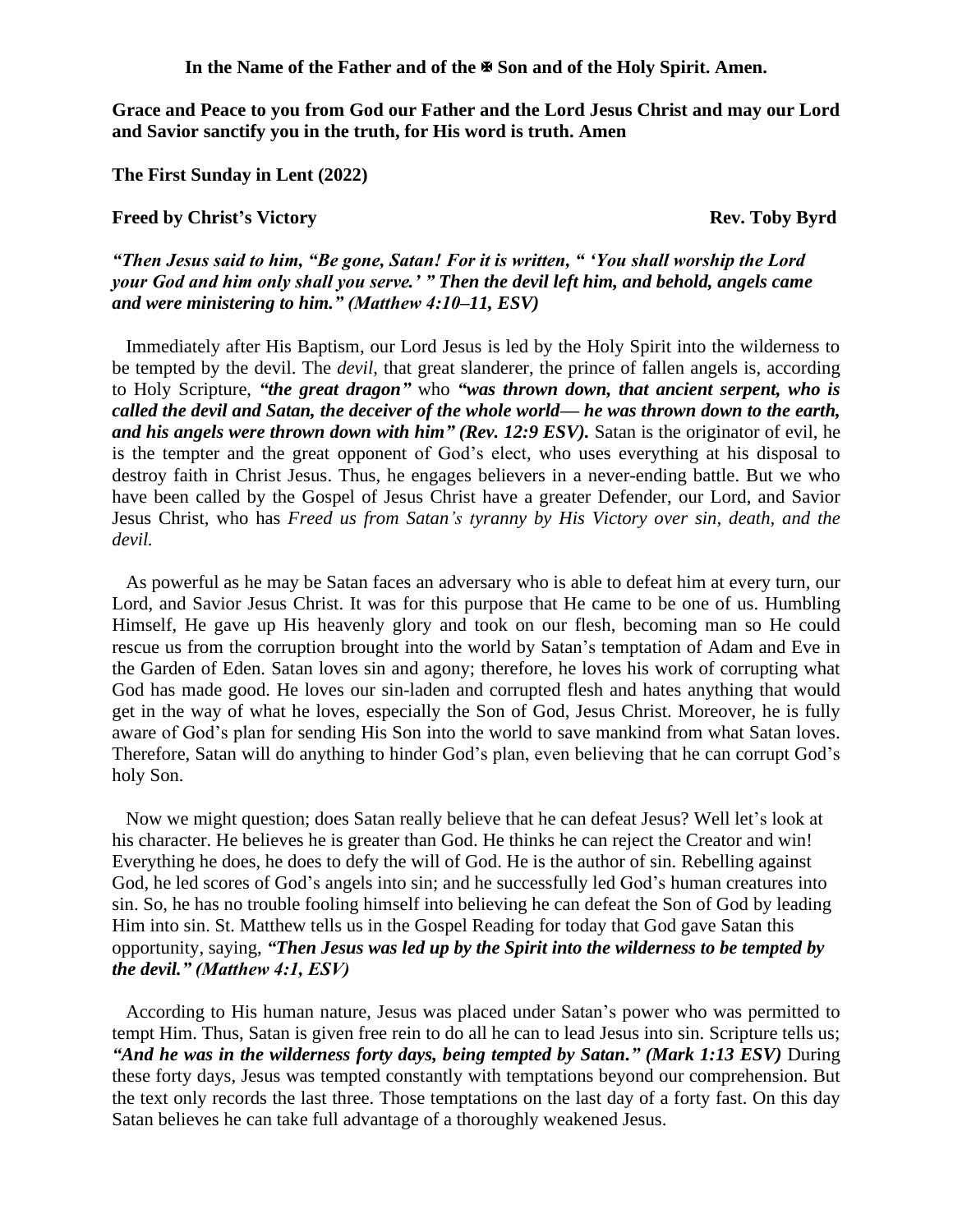**In the Name of the Father and of the ✠ Son and of the Holy Spirit. Amen.**

**Grace and Peace to you from God our Father and the Lord Jesus Christ and may our Lord and Savior sanctify you in the truth, for His word is truth. Amen**

**The First Sunday in Lent (2022)**

**Freed by Christ's Victory** **Rev. Toby Byrd**

***"Then Jesus said to him, "Be gone, Satan! For it is written, " 'You shall worship the Lord your God and him only shall you serve.' " Then the devil left him, and behold, angels came and were ministering to him." (Matthew 4:10–11, ESV)***

Immediately after His Baptism, our Lord Jesus is led by the Holy Spirit into the wilderness to be tempted by the devil. The *devil*, that great slanderer, the prince of fallen angels is, according to Holy Scripture, ***"the great dragon"*** who ***"was thrown down, that ancient serpent, who is called the devil and Satan, the deceiver of the whole world— he was thrown down to the earth, and his angels were thrown down with him" (Rev. 12:9 ESV).*** Satan is the originator of evil, he is the tempter and the great opponent of God's elect, who uses everything at his disposal to destroy faith in Christ Jesus. Thus, he engages believers in a never-ending battle. But we who have been called by the Gospel of Jesus Christ have a greater Defender, our Lord, and Savior Jesus Christ, who has *Freed us from Satan's tyranny by His Victory over sin, death, and the devil.*

As powerful as he may be Satan faces an adversary who is able to defeat him at every turn, our Lord, and Savior Jesus Christ. It was for this purpose that He came to be one of us. Humbling Himself, He gave up His heavenly glory and took on our flesh, becoming man so He could rescue us from the corruption brought into the world by Satan's temptation of Adam and Eve in the Garden of Eden. Satan loves sin and agony; therefore, he loves his work of corrupting what God has made good. He loves our sin-laden and corrupted flesh and hates anything that would get in the way of what he loves, especially the Son of God, Jesus Christ. Moreover, he is fully aware of God's plan for sending His Son into the world to save mankind from what Satan loves. Therefore, Satan will do anything to hinder God's plan, even believing that he can corrupt God's holy Son.

Now we might question; does Satan really believe that he can defeat Jesus? Well let's look at his character. He believes he is greater than God. He thinks he can reject the Creator and win! Everything he does, he does to defy the will of God. He is the author of sin. Rebelling against God, he led scores of God's angels into sin; and he successfully led God's human creatures into sin. So, he has no trouble fooling himself into believing he can defeat the Son of God by leading Him into sin. St. Matthew tells us in the Gospel Reading for today that God gave Satan this opportunity, saying, ***"Then Jesus was led up by the Spirit into the wilderness to be tempted by the devil." (Matthew 4:1, ESV)***

According to His human nature, Jesus was placed under Satan's power who was permitted to tempt Him. Thus, Satan is given free rein to do all he can to lead Jesus into sin. Scripture tells us; ***"And he was in the wilderness forty days, being tempted by Satan." (Mark 1:13 ESV)*** During these forty days, Jesus was tempted constantly with temptations beyond our comprehension. But the text only records the last three. Those temptations on the last day of a forty fast. On this day Satan believes he can take full advantage of a thoroughly weakened Jesus.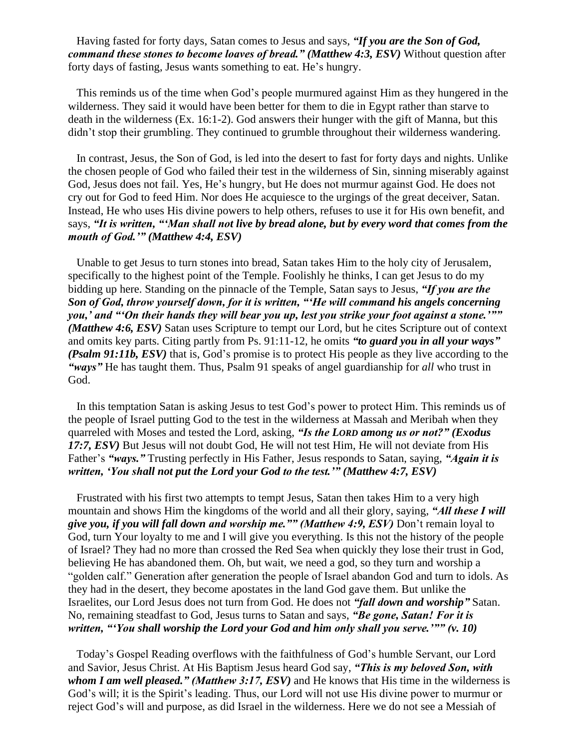Having fasted for forty days, Satan comes to Jesus and says, ***"If you are the Son of God, command these stones to become loaves of bread." (Matthew 4:3, ESV)*** Without question after forty days of fasting, Jesus wants something to eat. He's hungry.

This reminds us of the time when God's people murmured against Him as they hungered in the wilderness. They said it would have been better for them to die in Egypt rather than starve to death in the wilderness (Ex. 16:1-2). God answers their hunger with the gift of Manna, but this didn't stop their grumbling. They continued to grumble throughout their wilderness wandering.

In contrast, Jesus, the Son of God, is led into the desert to fast for forty days and nights. Unlike the chosen people of God who failed their test in the wilderness of Sin, sinning miserably against God, Jesus does not fail. Yes, He's hungry, but He does not murmur against God. He does not cry out for God to feed Him. Nor does He acquiesce to the urgings of the great deceiver, Satan. Instead, He who uses His divine powers to help others, refuses to use it for His own benefit, and says, ***"It is written, "'Man shall not live by bread alone, but by every word that comes from the mouth of God.'" (Matthew 4:4, ESV)***

Unable to get Jesus to turn stones into bread, Satan takes Him to the holy city of Jerusalem, specifically to the highest point of the Temple. Foolishly he thinks, I can get Jesus to do my bidding up here. Standing on the pinnacle of the Temple, Satan says to Jesus, ***"If you are the Son of God, throw yourself down, for it is written, "'He will command his angels concerning you,' and "'On their hands they will bear you up, lest you strike your foot against a stone.'"" (Matthew 4:6, ESV)*** Satan uses Scripture to tempt our Lord, but he cites Scripture out of context and omits key parts. Citing partly from Ps. 91:11-12, he omits ***"to guard you in all your ways" (Psalm 91:11b, ESV)*** that is, God's promise is to protect His people as they live according to the ***"ways"*** He has taught them. Thus, Psalm 91 speaks of angel guardianship for *all* who trust in God.

In this temptation Satan is asking Jesus to test God's power to protect Him. This reminds us of the people of Israel putting God to the test in the wilderness at Massah and Meribah when they quarreled with Moses and tested the Lord, asking, ***"Is the LORD among us or not?" (Exodus 17:7, ESV)*** But Jesus will not doubt God, He will not test Him, He will not deviate from His Father's ***"ways."*** Trusting perfectly in His Father, Jesus responds to Satan, saying, ***"Again it is written, 'You shall not put the Lord your God to the test.'" (Matthew 4:7, ESV)***

Frustrated with his first two attempts to tempt Jesus, Satan then takes Him to a very high mountain and shows Him the kingdoms of the world and all their glory, saying, ***"All these I will give you, if you will fall down and worship me."" (Matthew 4:9, ESV)*** Don't remain loyal to God, turn Your loyalty to me and I will give you everything. Is this not the history of the people of Israel? They had no more than crossed the Red Sea when quickly they lose their trust in God, believing He has abandoned them. Oh, but wait, we need a god, so they turn and worship a "golden calf." Generation after generation the people of Israel abandon God and turn to idols. As they had in the desert, they become apostates in the land God gave them. But unlike the Israelites, our Lord Jesus does not turn from God. He does not ***"fall down and worship"*** Satan. No, remaining steadfast to God, Jesus turns to Satan and says, ***"Be gone, Satan! For it is written, "'You shall worship the Lord your God and him only shall you serve.'"" (v. 10)***

Today's Gospel Reading overflows with the faithfulness of God's humble Servant, our Lord and Savior, Jesus Christ. At His Baptism Jesus heard God say, ***"This is my beloved Son, with whom I am well pleased." (Matthew 3:17, ESV)*** and He knows that His time in the wilderness is God's will; it is the Spirit's leading. Thus, our Lord will not use His divine power to murmur or reject God's will and purpose, as did Israel in the wilderness. Here we do not see a Messiah of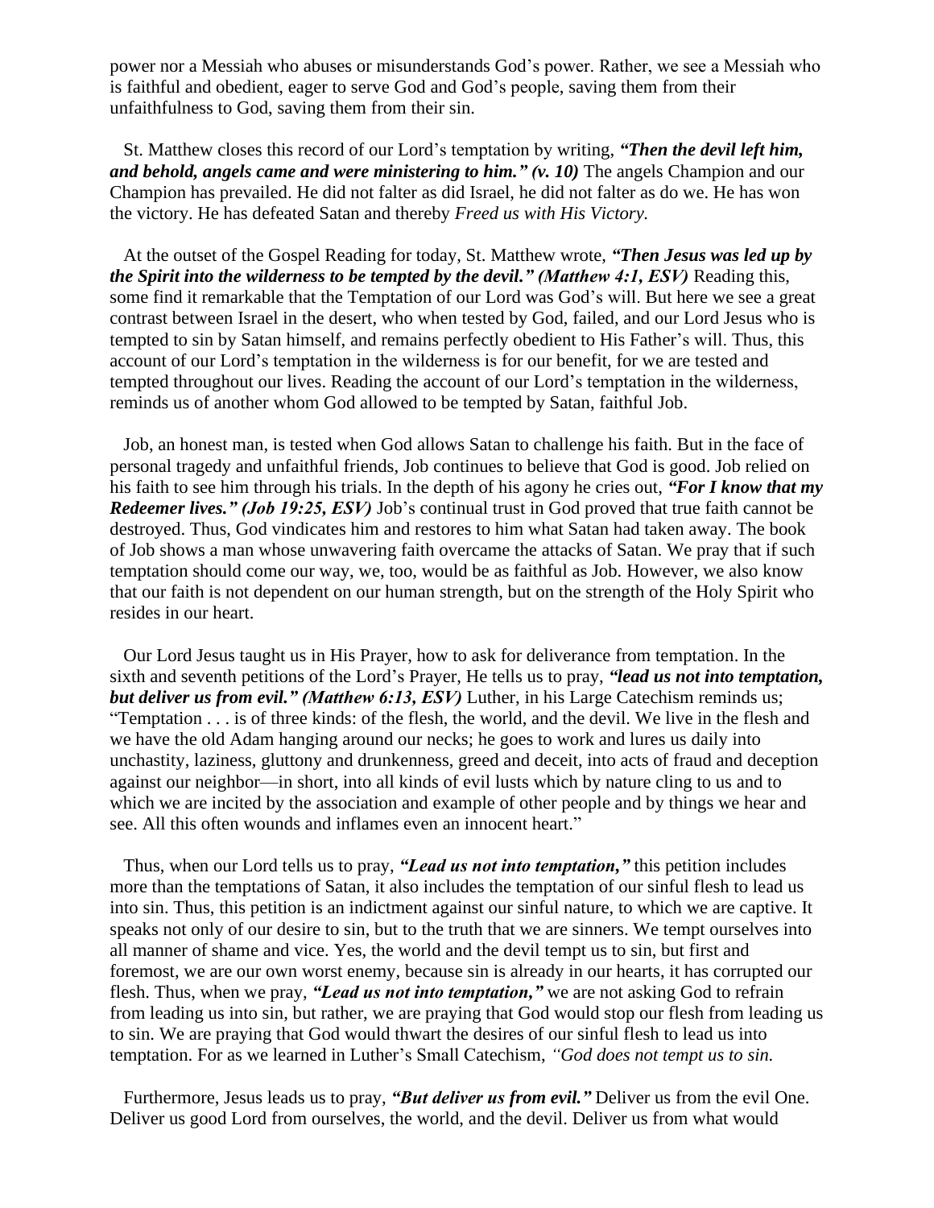power nor a Messiah who abuses or misunderstands God's power. Rather, we see a Messiah who is faithful and obedient, eager to serve God and God's people, saving them from their unfaithfulness to God, saving them from their sin.

St. Matthew closes this record of our Lord's temptation by writing, ***"Then the devil left him, and behold, angels came and were ministering to him." (v. 10)*** The angels Champion and our Champion has prevailed. He did not falter as did Israel, he did not falter as do we. He has won the victory. He has defeated Satan and thereby *Freed us with His Victory.*

At the outset of the Gospel Reading for today, St. Matthew wrote, ***"Then Jesus was led up by the Spirit into the wilderness to be tempted by the devil." (Matthew 4:1, ESV)*** Reading this, some find it remarkable that the Temptation of our Lord was God's will. But here we see a great contrast between Israel in the desert, who when tested by God, failed, and our Lord Jesus who is tempted to sin by Satan himself, and remains perfectly obedient to His Father's will. Thus, this account of our Lord's temptation in the wilderness is for our benefit, for we are tested and tempted throughout our lives. Reading the account of our Lord's temptation in the wilderness, reminds us of another whom God allowed to be tempted by Satan, faithful Job.

Job, an honest man, is tested when God allows Satan to challenge his faith. But in the face of personal tragedy and unfaithful friends, Job continues to believe that God is good. Job relied on his faith to see him through his trials. In the depth of his agony he cries out, ***"For I know that my Redeemer lives." (Job 19:25, ESV)*** Job's continual trust in God proved that true faith cannot be destroyed. Thus, God vindicates him and restores to him what Satan had taken away. The book of Job shows a man whose unwavering faith overcame the attacks of Satan. We pray that if such temptation should come our way, we, too, would be as faithful as Job. However, we also know that our faith is not dependent on our human strength, but on the strength of the Holy Spirit who resides in our heart.

Our Lord Jesus taught us in His Prayer, how to ask for deliverance from temptation. In the sixth and seventh petitions of the Lord's Prayer, He tells us to pray, ***"lead us not into temptation, but deliver us from evil." (Matthew 6:13, ESV)*** Luther, in his Large Catechism reminds us; "Temptation . . . is of three kinds: of the flesh, the world, and the devil. We live in the flesh and we have the old Adam hanging around our necks; he goes to work and lures us daily into unchastity, laziness, gluttony and drunkenness, greed and deceit, into acts of fraud and deception against our neighbor—in short, into all kinds of evil lusts which by nature cling to us and to which we are incited by the association and example of other people and by things we hear and see. All this often wounds and inflames even an innocent heart."

Thus, when our Lord tells us to pray, ***"Lead us not into temptation,"*** this petition includes more than the temptations of Satan, it also includes the temptation of our sinful flesh to lead us into sin. Thus, this petition is an indictment against our sinful nature, to which we are captive. It speaks not only of our desire to sin, but to the truth that we are sinners. We tempt ourselves into all manner of shame and vice. Yes, the world and the devil tempt us to sin, but first and foremost, we are our own worst enemy, because sin is already in our hearts, it has corrupted our flesh. Thus, when we pray, ***"Lead us not into temptation,"*** we are not asking God to refrain from leading us into sin, but rather, we are praying that God would stop our flesh from leading us to sin. We are praying that God would thwart the desires of our sinful flesh to lead us into temptation. For as we learned in Luther's Small Catechism, *"God does not tempt us to sin.*

Furthermore, Jesus leads us to pray, ***"But deliver us from evil."*** Deliver us from the evil One. Deliver us good Lord from ourselves, the world, and the devil. Deliver us from what would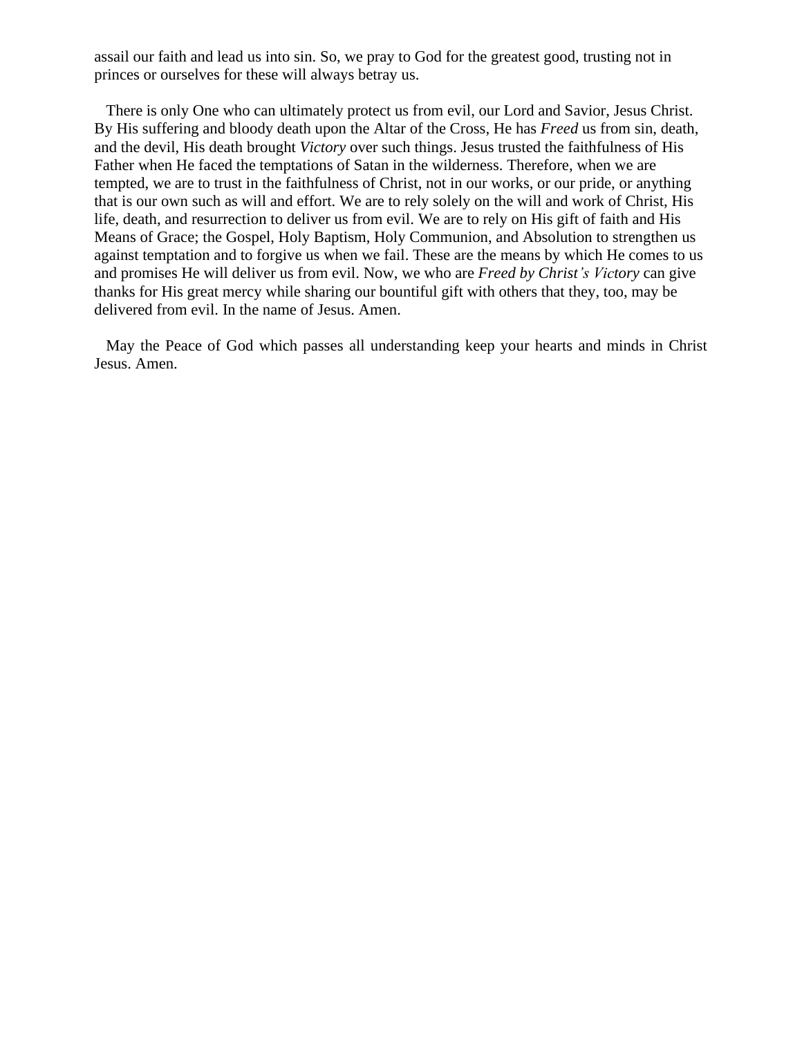assail our faith and lead us into sin. So, we pray to God for the greatest good, trusting not in princes or ourselves for these will always betray us.

There is only One who can ultimately protect us from evil, our Lord and Savior, Jesus Christ. By His suffering and bloody death upon the Altar of the Cross, He has *Freed* us from sin, death, and the devil, His death brought *Victory* over such things. Jesus trusted the faithfulness of His Father when He faced the temptations of Satan in the wilderness. Therefore, when we are tempted, we are to trust in the faithfulness of Christ, not in our works, or our pride, or anything that is our own such as will and effort. We are to rely solely on the will and work of Christ, His life, death, and resurrection to deliver us from evil. We are to rely on His gift of faith and His Means of Grace; the Gospel, Holy Baptism, Holy Communion, and Absolution to strengthen us against temptation and to forgive us when we fail. These are the means by which He comes to us and promises He will deliver us from evil. Now, we who are *Freed by Christ's Victory* can give thanks for His great mercy while sharing our bountiful gift with others that they, too, may be delivered from evil. In the name of Jesus. Amen.

May the Peace of God which passes all understanding keep your hearts and minds in Christ Jesus. Amen.